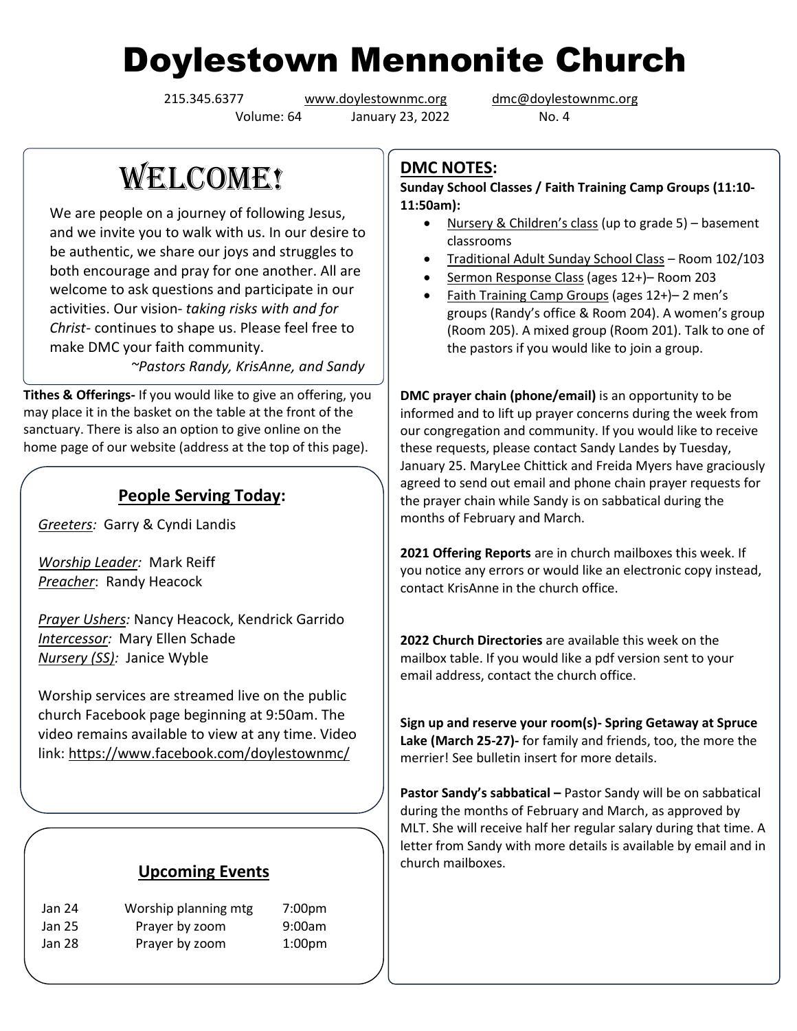# Doylestown Mennonite Church

215.345.6377 www.doylestownmc.org dmc@doylestownmc.org

Volume: 64 January 23, 2022 No. 4

## WELCOME!

We are people on a journey of following Jesus, and we invite you to walk with us. In our desire to be authentic, we share our joys and struggles to both encourage and pray for one another. All are welcome to ask questions and participate in our activities. Our vision- *taking risks with and for Christ*- continues to shape us. Please feel free to make DMC your faith community.

*~Pastors Randy, KrisAnne, and Sandy*

**Tithes & Offerings-** If you would like to give an offering, you may place it in the basket on the table at the front of the sanctuary. There is also an option to give online on the home page of our website (address at the top of this page).

### People Serving Today:

*Greeters:* Garry & Cyndi Landis

*Worship Leader:* Mark Reiff
*Preacher*: Randy Heacock

*Prayer Ushers:* Nancy Heacock, Kendrick Garrido
*Intercessor:* Mary Ellen Schade
*Nursery (SS):* Janice Wyble

Worship services are streamed live on the public church Facebook page beginning at 9:50am. The video remains available to view at any time. Video link: https://www.facebook.com/doylestownmc/

### Upcoming Events

| | | |
|---|---|---|
| Jan 24 | Worship planning mtg | 7:00pm |
| Jan 25 | Prayer by zoom | 9:00am |
| Jan 28 | Prayer by zoom | 1:00pm |

## DMC NOTES:

**Sunday School Classes / Faith Training Camp Groups (11:10-11:50am):**

- Nursery & Children's class (up to grade 5) – basement classrooms
- Traditional Adult Sunday School Class – Room 102/103
- Sermon Response Class (ages 12+)– Room 203
- Faith Training Camp Groups (ages 12+)– 2 men's groups (Randy's office & Room 204). A women's group (Room 205). A mixed group (Room 201). Talk to one of the pastors if you would like to join a group.

**DMC prayer chain (phone/email)** is an opportunity to be informed and to lift up prayer concerns during the week from our congregation and community. If you would like to receive these requests, please contact Sandy Landes by Tuesday, January 25. MaryLee Chittick and Freida Myers have graciously agreed to send out email and phone chain prayer requests for the prayer chain while Sandy is on sabbatical during the months of February and March.

**2021 Offering Reports** are in church mailboxes this week. If you notice any errors or would like an electronic copy instead, contact KrisAnne in the church office.

**2022 Church Directories** are available this week on the mailbox table. If you would like a pdf version sent to your email address, contact the church office.

**Sign up and reserve your room(s)- Spring Getaway at Spruce Lake (March 25-27)-** for family and friends, too, the more the merrier! See bulletin insert for more details.

**Pastor Sandy's sabbatical –** Pastor Sandy will be on sabbatical during the months of February and March, as approved by MLT. She will receive half her regular salary during that time. A letter from Sandy with more details is available by email and in church mailboxes.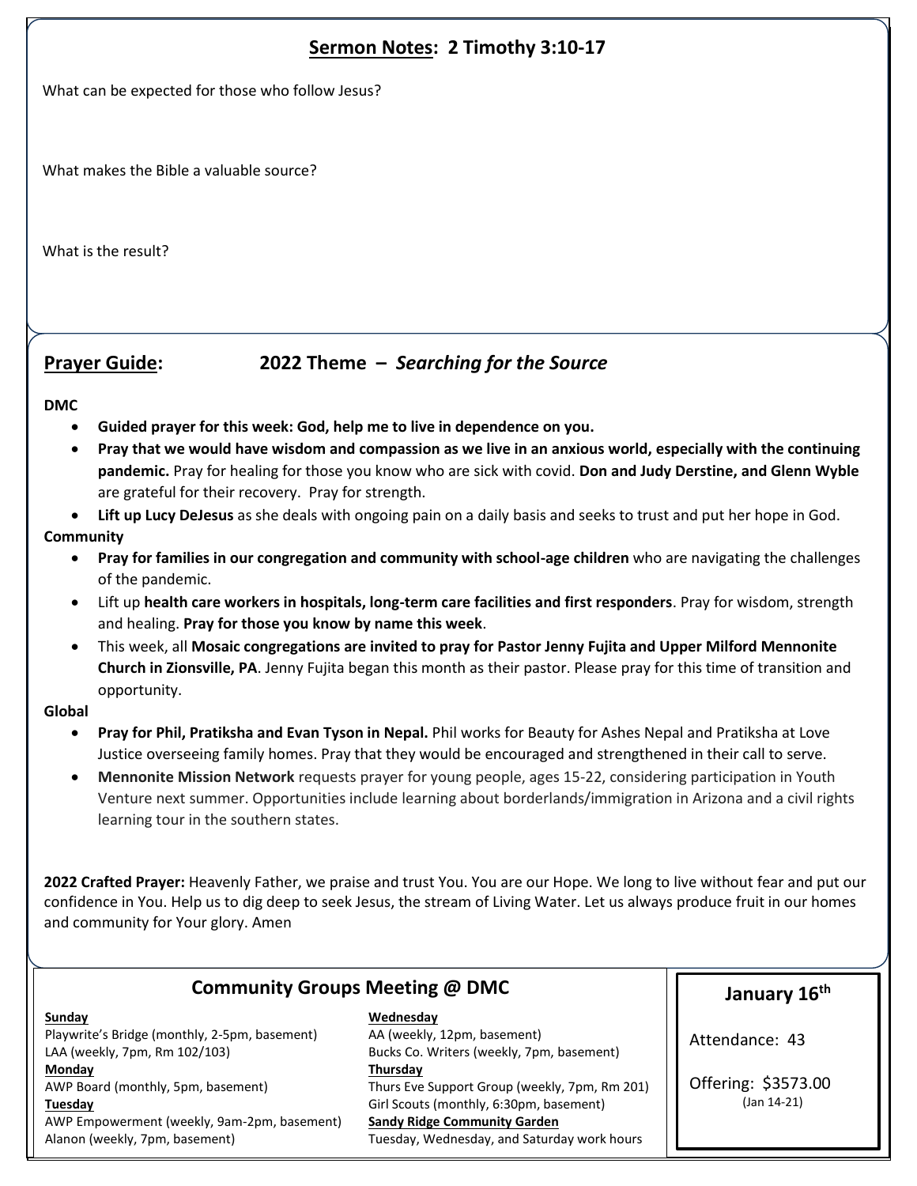## Sermon Notes: 2 Timothy 3:10-17

What can be expected for those who follow Jesus?

What makes the Bible a valuable source?

What is the result?

## Prayer Guide: 2022 Theme – *Searching for the Source*

**DMC**

- **Guided prayer for this week: God, help me to live in dependence on you.**
- **Pray that we would have wisdom and compassion as we live in an anxious world, especially with the continuing pandemic.** Pray for healing for those you know who are sick with covid. **Don and Judy Derstine, and Glenn Wyble** are grateful for their recovery. Pray for strength.
- **Lift up Lucy DeJesus** as she deals with ongoing pain on a daily basis and seeks to trust and put her hope in God.

**Community**

- **Pray for families in our congregation and community with school-age children** who are navigating the challenges of the pandemic.
- Lift up **health care workers in hospitals, long-term care facilities and first responders**. Pray for wisdom, strength and healing. **Pray for those you know by name this week**.
- This week, all **Mosaic congregations are invited to pray for Pastor Jenny Fujita and Upper Milford Mennonite Church in Zionsville, PA**. Jenny Fujita began this month as their pastor. Please pray for this time of transition and opportunity.

**Global**

- **Pray for Phil, Pratiksha and Evan Tyson in Nepal.** Phil works for Beauty for Ashes Nepal and Pratiksha at Love Justice overseeing family homes. Pray that they would be encouraged and strengthened in their call to serve.
- **Mennonite Mission Network** requests prayer for young people, ages 15-22, considering participation in Youth Venture next summer. Opportunities include learning about borderlands/immigration in Arizona and a civil rights learning tour in the southern states.

**2022 Crafted Prayer:** Heavenly Father, we praise and trust You. You are our Hope. We long to live without fear and put our confidence in You. Help us to dig deep to seek Jesus, the stream of Living Water. Let us always produce fruit in our homes and community for Your glory. Amen

## Community Groups Meeting @ DMC

**Sunday**
Playwrite's Bridge (monthly, 2-5pm, basement)
LAA (weekly, 7pm, Rm 102/103)

**Monday**
AWP Board (monthly, 5pm, basement)

**Tuesday**
AWP Empowerment (weekly, 9am-2pm, basement)
Alanon (weekly, 7pm, basement)

**Wednesday**
AA (weekly, 12pm, basement)
Bucks Co. Writers (weekly, 7pm, basement)

**Thursday**
Thurs Eve Support Group (weekly, 7pm, Rm 201)
Girl Scouts (monthly, 6:30pm, basement)

**Sandy Ridge Community Garden**
Tuesday, Wednesday, and Saturday work hours

## January 16th

Attendance: 43

Offering: $3573.00
(Jan 14-21)